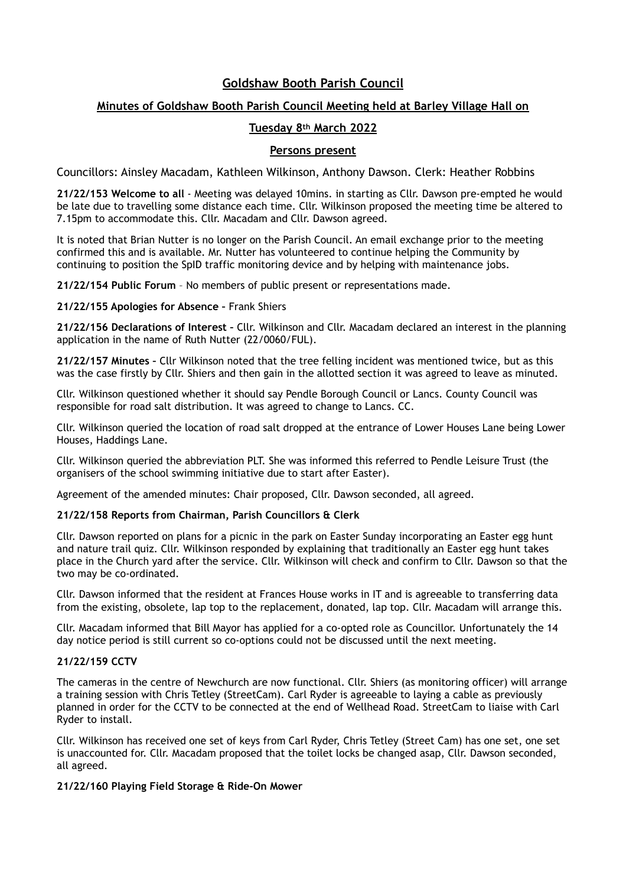# Goldshaw Booth Parish Council

## Minutes of Goldshaw Booth Parish Council Meeting held at Barley Village Hall on

## Tuesday 8th March 2022

### Persons present

Councillors: Ainsley Macadam, Kathleen Wilkinson, Anthony Dawson. Clerk: Heather Robbins

**21/22/153 Welcome to all** - Meeting was delayed 10mins. in starting as Cllr. Dawson pre-empted he would be late due to travelling some distance each time. Cllr. Wilkinson proposed the meeting time be altered to 7.15pm to accommodate this. Cllr. Macadam and Cllr. Dawson agreed.

It is noted that Brian Nutter is no longer on the Parish Council. An email exchange prior to the meeting confirmed this and is available. Mr. Nutter has volunteered to continue helping the Community by continuing to position the SpID traffic monitoring device and by helping with maintenance jobs.

**21/22/154 Public Forum** – No members of public present or representations made.

**21/22/155 Apologies for Absence –** Frank Shiers

**21/22/156 Declarations of Interest –** Cllr. Wilkinson and Cllr. Macadam declared an interest in the planning application in the name of Ruth Nutter (22/0060/FUL).

**21/22/157 Minutes –** Cllr Wilkinson noted that the tree felling incident was mentioned twice, but as this was the case firstly by Cllr. Shiers and then gain in the allotted section it was agreed to leave as minuted.

Cllr. Wilkinson questioned whether it should say Pendle Borough Council or Lancs. County Council was responsible for road salt distribution. It was agreed to change to Lancs. CC.

Cllr. Wilkinson queried the location of road salt dropped at the entrance of Lower Houses Lane being Lower Houses, Haddings Lane.

Cllr. Wilkinson queried the abbreviation PLT. She was informed this referred to Pendle Leisure Trust (the organisers of the school swimming initiative due to start after Easter).

Agreement of the amended minutes: Chair proposed, Cllr. Dawson seconded, all agreed.

**21/22/158 Reports from Chairman, Parish Councillors & Clerk**

Cllr. Dawson reported on plans for a picnic in the park on Easter Sunday incorporating an Easter egg hunt and nature trail quiz. Cllr. Wilkinson responded by explaining that traditionally an Easter egg hunt takes place in the Church yard after the service. Cllr. Wilkinson will check and confirm to Cllr. Dawson so that the two may be co-ordinated.

Cllr. Dawson informed that the resident at Frances House works in IT and is agreeable to transferring data from the existing, obsolete, lap top to the replacement, donated, lap top. Cllr. Macadam will arrange this.

Cllr. Macadam informed that Bill Mayor has applied for a co-opted role as Councillor. Unfortunately the 14 day notice period is still current so co-options could not be discussed until the next meeting.

**21/22/159 CCTV**

The cameras in the centre of Newchurch are now functional. Cllr. Shiers (as monitoring officer) will arrange a training session with Chris Tetley (StreetCam). Carl Ryder is agreeable to laying a cable as previously planned in order for the CCTV to be connected at the end of Wellhead Road. StreetCam to liaise with Carl Ryder to install.

Cllr. Wilkinson has received one set of keys from Carl Ryder, Chris Tetley (Street Cam) has one set, one set is unaccounted for. Cllr. Macadam proposed that the toilet locks be changed asap, Cllr. Dawson seconded, all agreed.

**21/22/160 Playing Field Storage & Ride-On Mower**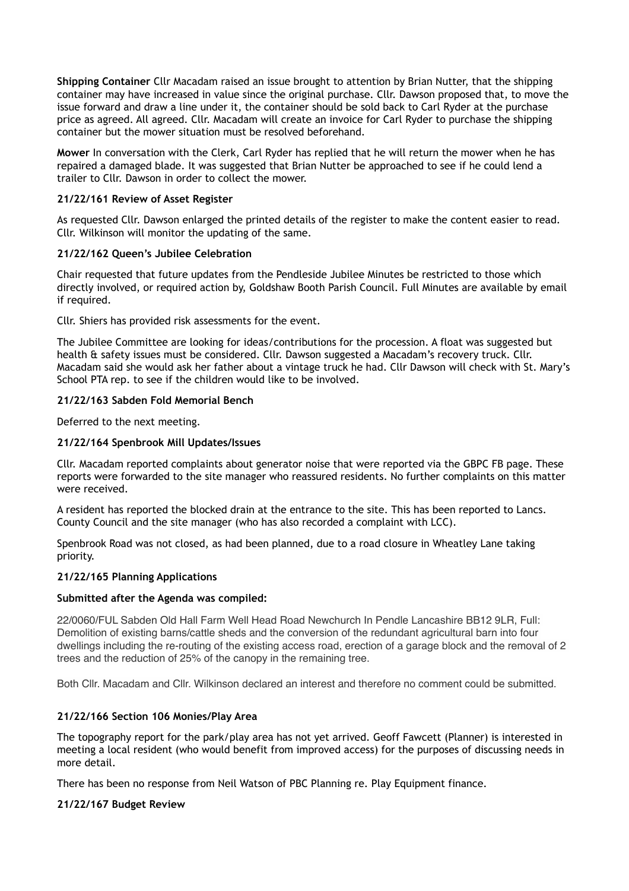**Shipping Container** Cllr Macadam raised an issue brought to attention by Brian Nutter, that the shipping container may have increased in value since the original purchase. Cllr. Dawson proposed that, to move the issue forward and draw a line under it, the container should be sold back to Carl Ryder at the purchase price as agreed. All agreed. Cllr. Macadam will create an invoice for Carl Ryder to purchase the shipping container but the mower situation must be resolved beforehand.

**Mower** In conversation with the Clerk, Carl Ryder has replied that he will return the mower when he has repaired a damaged blade. It was suggested that Brian Nutter be approached to see if he could lend a trailer to Cllr. Dawson in order to collect the mower.

### 21/22/161 Review of Asset Register

As requested Cllr. Dawson enlarged the printed details of the register to make the content easier to read. Cllr. Wilkinson will monitor the updating of the same.

### 21/22/162 Queen's Jubilee Celebration

Chair requested that future updates from the Pendleside Jubilee Minutes be restricted to those which directly involved, or required action by, Goldshaw Booth Parish Council. Full Minutes are available by email if required.

Cllr. Shiers has provided risk assessments for the event.

The Jubilee Committee are looking for ideas/contributions for the procession. A float was suggested but health & safety issues must be considered. Cllr. Dawson suggested a Macadam's recovery truck. Cllr. Macadam said she would ask her father about a vintage truck he had. Cllr Dawson will check with St. Mary's School PTA rep. to see if the children would like to be involved.

### 21/22/163 Sabden Fold Memorial Bench

Deferred to the next meeting.

### 21/22/164 Spenbrook Mill Updates/Issues

Cllr. Macadam reported complaints about generator noise that were reported via the GBPC FB page. These reports were forwarded to the site manager who reassured residents. No further complaints on this matter were received.

A resident has reported the blocked drain at the entrance to the site. This has been reported to Lancs. County Council and the site manager (who has also recorded a complaint with LCC).

Spenbrook Road was not closed, as had been planned, due to a road closure in Wheatley Lane taking priority.

### 21/22/165 Planning Applications

**Submitted after the Agenda was compiled:**

22/0060/FUL Sabden Old Hall Farm Well Head Road Newchurch In Pendle Lancashire BB12 9LR, Full: Demolition of existing barns/cattle sheds and the conversion of the redundant agricultural barn into four dwellings including the re-routing of the existing access road, erection of a garage block and the removal of 2 trees and the reduction of 25% of the canopy in the remaining tree.

Both Cllr. Macadam and Cllr. Wilkinson declared an interest and therefore no comment could be submitted.

### 21/22/166 Section 106 Monies/Play Area

The topography report for the park/play area has not yet arrived. Geoff Fawcett (Planner) is interested in meeting a local resident (who would benefit from improved access) for the purposes of discussing needs in more detail.

There has been no response from Neil Watson of PBC Planning re. Play Equipment finance.

### 21/22/167 Budget Review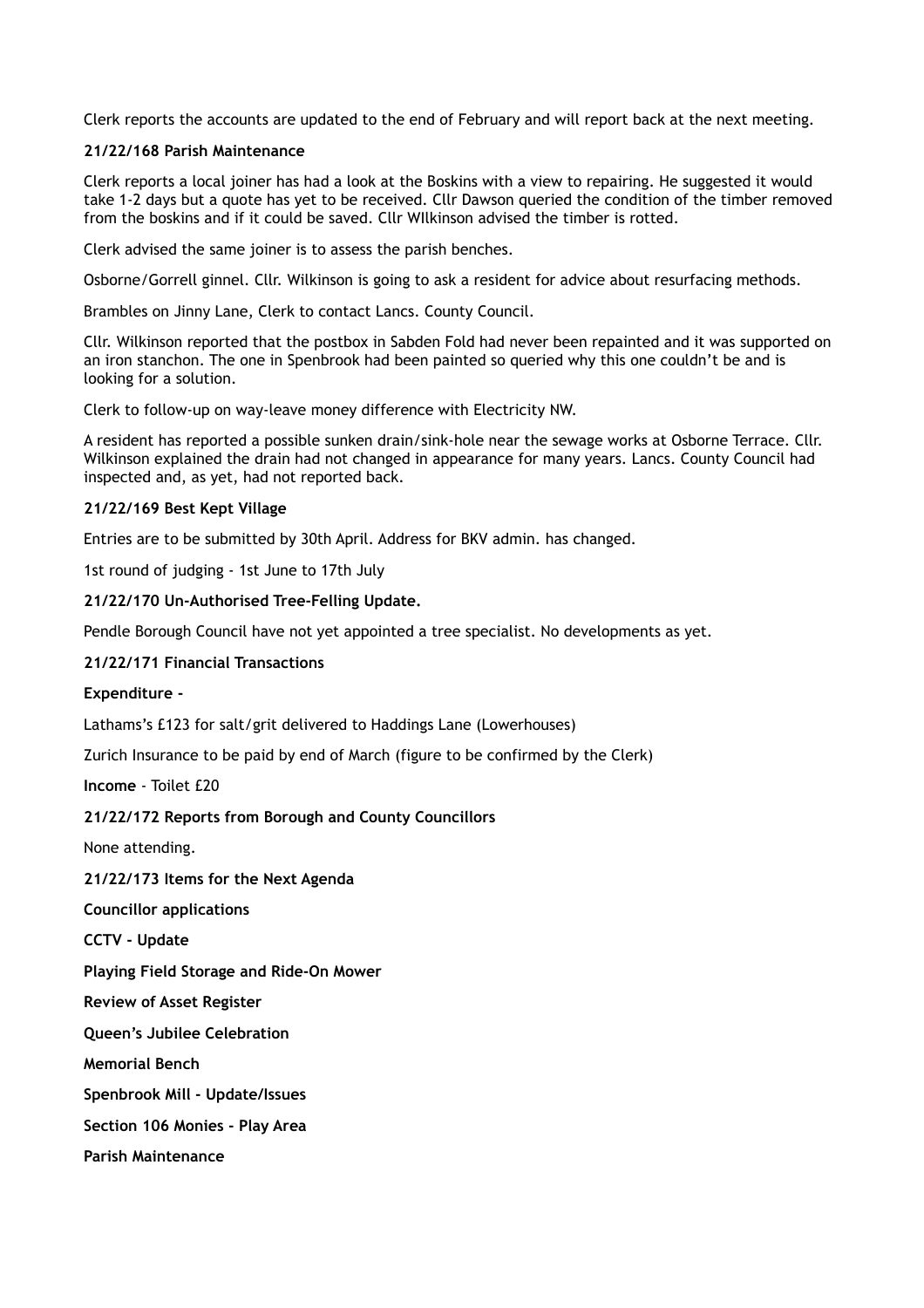Clerk reports the accounts are updated to the end of February and will report back at the next meeting.

**21/22/168 Parish Maintenance**

Clerk reports a local joiner has had a look at the Boskins with a view to repairing. He suggested it would take 1-2 days but a quote has yet to be received. Cllr Dawson queried the condition of the timber removed from the boskins and if it could be saved. Cllr WIlkinson advised the timber is rotted.

Clerk advised the same joiner is to assess the parish benches.

Osborne/Gorrell ginnel. Cllr. Wilkinson is going to ask a resident for advice about resurfacing methods.

Brambles on Jinny Lane, Clerk to contact Lancs. County Council.

Cllr. Wilkinson reported that the postbox in Sabden Fold had never been repainted and it was supported on an iron stanchon. The one in Spenbrook had been painted so queried why this one couldn't be and is looking for a solution.

Clerk to follow-up on way-leave money difference with Electricity NW.

A resident has reported a possible sunken drain/sink-hole near the sewage works at Osborne Terrace. Cllr. Wilkinson explained the drain had not changed in appearance for many years. Lancs. County Council had inspected and, as yet, had not reported back.

**21/22/169 Best Kept Village**

Entries are to be submitted by 30th April. Address for BKV admin. has changed.

1st round of judging - 1st June to 17th July

**21/22/170 Un-Authorised Tree-Felling Update.**

Pendle Borough Council have not yet appointed a tree specialist. No developments as yet.

**21/22/171 Financial Transactions**

**Expenditure -**

Lathams's £123 for salt/grit delivered to Haddings Lane (Lowerhouses)

Zurich Insurance to be paid by end of March (figure to be confirmed by the Clerk)

**Income** - Toilet £20

**21/22/172 Reports from Borough and County Councillors**

None attending.

**21/22/173 Items for the Next Agenda**

**Councillor applications**

**CCTV - Update**

**Playing Field Storage and Ride-On Mower**

**Review of Asset Register**

**Queen's Jubilee Celebration**

**Memorial Bench**

**Spenbrook Mill - Update/Issues**

**Section 106 Monies - Play Area**

**Parish Maintenance**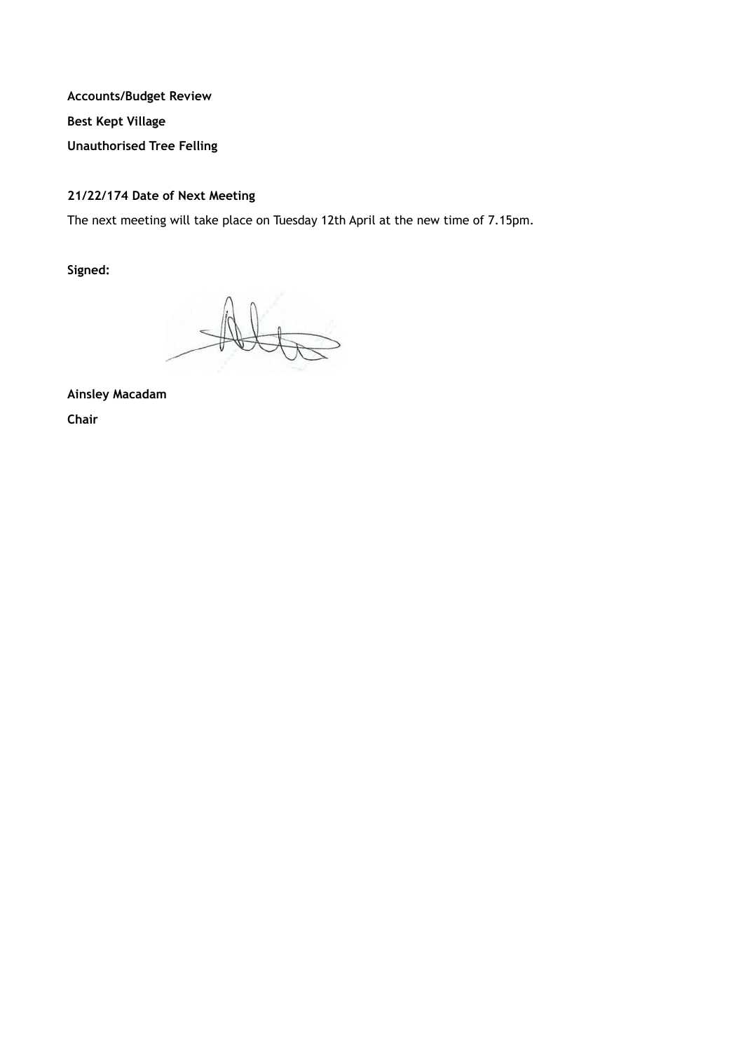**Accounts/Budget Review**

**Best Kept Village**

**Unauthorised Tree Felling**

**21/22/174 Date of Next Meeting**

The next meeting will take place on Tuesday 12th April at the new time of 7.15pm.

**Signed:**

**Ainsley Macadam**

**Chair**